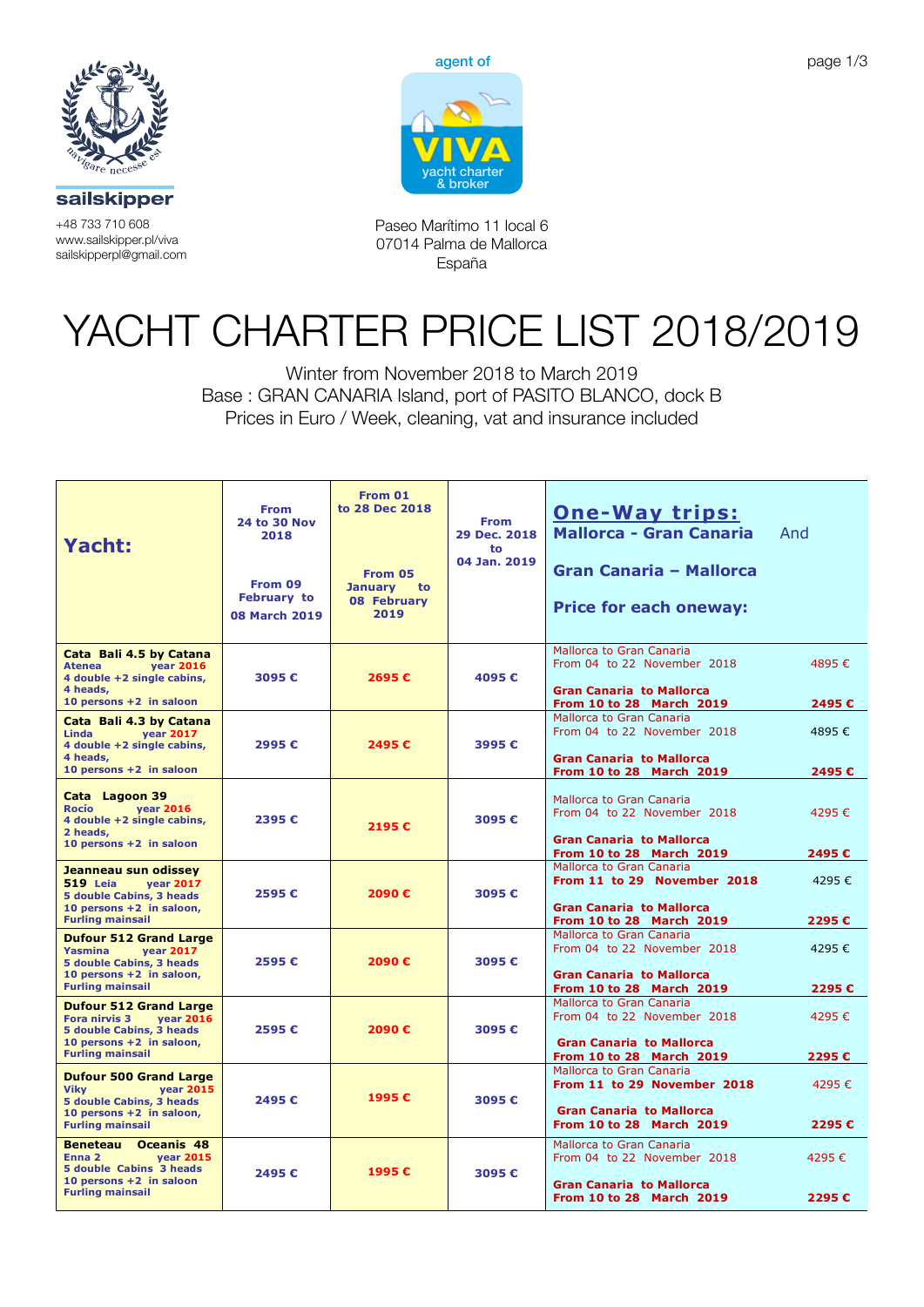sailskipper

+48 733 710 608
www.sailskipper.pl/viva
sailskipperpl@gmail.com

agent of

VIVA yacht charter & broker

Paseo Marítimo 11 local 6
07014 Palma de Mallorca
España

# YACHT CHARTER PRICE LIST 2018/2019

Winter from November 2018 to March 2019
Base : GRAN CANARIA Island, port of PASITO BLANCO, dock B
Prices in Euro / Week, cleaning, vat and insurance included

| Yacht: | From 24 to 30 Nov 2018<br><br>From 09 February to 08 March 2019 | From 01 to 28 Dec 2018<br><br>From 05 January to 08 February 2019 | From 29 Dec. 2018 to 04 Jan. 2019 | **One-Way trips:** Mallorca - Gran Canaria And Gran Canaria – Mallorca<br><br>Price for each oneway: |
|---|---|---|---|---|
| **Cata Bali 4.5 by Catana**<br>Atenea year 2016<br>4 double +2 single cabins, 4 heads, 10 persons +2 in saloon | 3095 € | 2695 € | 4095 € | Mallorca to Gran Canaria From 04 to 22 November 2018 — 4895 €<br>**Gran Canaria to Mallorca From 10 to 28 March 2019 — 2495 €** |
| **Cata Bali 4.3 by Catana**<br>Linda year 2017<br>4 double +2 single cabins, 4 heads, 10 persons +2 in saloon | 2995 € | 2495 € | 3995 € | Mallorca to Gran Canaria From 04 to 22 November 2018 — 4895 €<br>**Gran Canaria to Mallorca From 10 to 28 March 2019 — 2495 €** |
| **Cata Lagoon 39**<br>Rocio year 2016<br>4 double +2 single cabins, 2 heads, 10 persons +2 in saloon | 2395 € | 2195 € | 3095 € | Mallorca to Gran Canaria From 04 to 22 November 2018 — 4295 €<br>**Gran Canaria to Mallorca From 10 to 28 March 2019 — 2495 €** |
| **Jeanneau sun odissey 519** Leia year 2017<br>5 double Cabins, 3 heads<br>10 persons +2 in saloon, Furling mainsail | 2595 € | 2090 € | 3095 € | Mallorca to Gran Canaria **From 11 to 29 November 2018** — 4295 €<br>**Gran Canaria to Mallorca From 10 to 28 March 2019 — 2295 €** |
| **Dufour 512 Grand Large**<br>Yasmina year 2017<br>5 double Cabins, 3 heads<br>10 persons +2 in saloon, Furling mainsail | 2595 € | 2090 € | 3095 € | Mallorca to Gran Canaria From 04 to 22 November 2018 — 4295 €<br>**Gran Canaria to Mallorca From 10 to 28 March 2019 — 2295 €** |
| **Dufour 512 Grand Large**<br>Fora nirvis 3 year 2016<br>5 double Cabins, 3 heads<br>10 persons +2 in saloon, Furling mainsail | 2595 € | 2090 € | 3095 € | Mallorca to Gran Canaria From 04 to 22 November 2018 — 4295 €<br>**Gran Canaria to Mallorca From 10 to 28 March 2019 — 2295 €** |
| **Dufour 500 Grand Large**<br>Viky year 2015<br>5 double Cabins, 3 heads<br>10 persons +2 in saloon, Furling mainsail | 2495 € | 1995 € | 3095 € | Mallorca to Gran Canaria **From 11 to 29 November 2018** — 4295 €<br>**Gran Canaria to Mallorca From 10 to 28 March 2019 — 2295 €** |
| **Beneteau Oceanis 48**<br>Enna 2 year 2015<br>5 double Cabins 3 heads<br>10 persons +2 in saloon<br>Furling mainsail | 2495 € | 1995 € | 3095 € | Mallorca to Gran Canaria From 04 to 22 November 2018 — 4295 €<br>**Gran Canaria to Mallorca From 10 to 28 March 2019 — 2295 €** |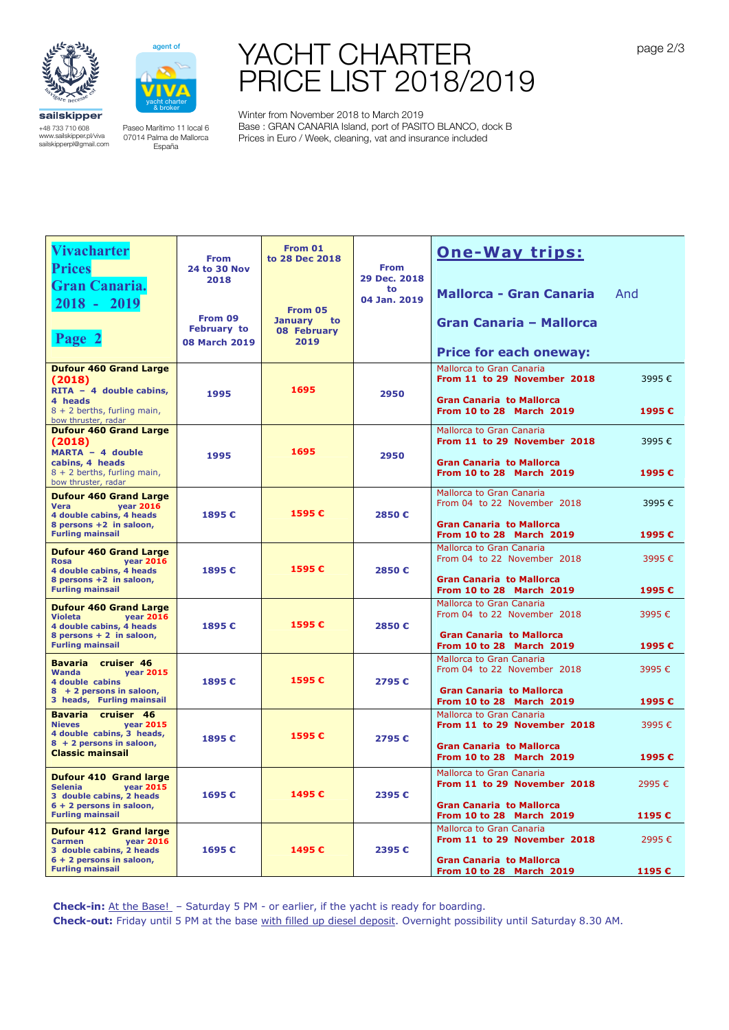sailskipper
+48 733 710 608
www.sailskipper.pl/viva
sailskipperpl@gmail.com

agent of VIVA yacht charter & broker
Paseo Marítimo 11 local 6
07014 Palma de Mallorca
España

# YACHT CHARTER PRICE LIST 2018/2019

Winter from November 2018 to March 2019
Base : GRAN CANARIA Island, port of PASITO BLANCO, dock B
Prices in Euro / Week, cleaning, vat and insurance included

| Vivacharter Prices Gran Canaria. 2018 - 2019 Page 2 | From 24 to 30 Nov 2018 / From 09 February to 08 March 2019 | From 01 to 28 Dec 2018 / From 05 January to 08 February 2019 | From 29 Dec. 2018 to 04 Jan. 2019 | **One-Way trips:** Mallorca - Gran Canaria And Gran Canaria – Mallorca. Price for each oneway: | |
|---|---|---|---|---|---|
| **Dufour 460 Grand Large (2018)** RITA – 4 double cabins, 4 heads, 8 + 2 berths, furling main, bow thruster, radar | 1995 | 1695 | 2950 | Mallorca to Gran Canaria From 11 to 29 November 2018 | 3995 € |
| | | | | Gran Canaria to Mallorca From 10 to 28 March 2019 | 1995 € |
| **Dufour 460 Grand Large (2018)** MARTA – 4 double cabins, 4 heads, 8 + 2 berths, furling main, bow thruster, radar | 1995 | 1695 | 2950 | Mallorca to Gran Canaria From 11 to 29 November 2018 | 3995 € |
| | | | | Gran Canaria to Mallorca From 10 to 28 March 2019 | 1995 € |
| **Dufour 460 Grand Large** Vera year 2016, 4 double cabins, 4 heads, 8 persons +2 in saloon, Furling mainsail | 1895 € | 1595 € | 2850 € | Mallorca to Gran Canaria From 04 to 22 November 2018 | 3995 € |
| | | | | Gran Canaria to Mallorca From 10 to 28 March 2019 | 1995 € |
| **Dufour 460 Grand Large** Rosa year 2016, 4 double cabins, 4 heads, 8 persons +2 in saloon, Furling mainsail | 1895 € | 1595 € | 2850 € | Mallorca to Gran Canaria From 04 to 22 November 2018 | 3995 € |
| | | | | Gran Canaria to Mallorca From 10 to 28 March 2019 | 1995 € |
| **Dufour 460 Grand Large** Violeta year 2016, 4 double cabins, 4 heads, 8 persons + 2 in saloon, Furling mainsail | 1895 € | 1595 € | 2850 € | Mallorca to Gran Canaria From 04 to 22 November 2018 | 3995 € |
| | | | | Gran Canaria to Mallorca From 10 to 28 March 2019 | 1995 € |
| **Bavaria cruiser 46** Wanda year 2015, 4 double cabins, 8 + 2 persons in saloon, 3 heads, Furling mainsail | 1895 € | 1595 € | 2795 € | Mallorca to Gran Canaria From 04 to 22 November 2018 | 3995 € |
| | | | | Gran Canaria to Mallorca From 10 to 28 March 2019 | 1995 € |
| **Bavaria cruiser 46** Nieves year 2015, 4 double cabins, 3 heads, 8 + 2 persons in saloon, Classic mainsail | 1895 € | 1595 € | 2795 € | Mallorca to Gran Canaria From 11 to 29 November 2018 | 3995 € |
| | | | | Gran Canaria to Mallorca From 10 to 28 March 2019 | 1995 € |
| **Dufour 410 Grand large** Selenia year 2015, 3 double cabins, 2 heads, 6 + 2 persons in saloon, Furling mainsail | 1695 € | 1495 € | 2395 € | Mallorca to Gran Canaria From 11 to 29 November 2018 | 2995 € |
| | | | | Gran Canaria to Mallorca From 10 to 28 March 2019 | 1195 € |
| **Dufour 412 Grand large** Carmen year 2016, 3 double cabins, 2 heads, 6 + 2 persons in saloon, Furling mainsail | 1695 € | 1495 € | 2395 € | Mallorca to Gran Canaria From 11 to 29 November 2018 | 2995 € |
| | | | | Gran Canaria to Mallorca From 10 to 28 March 2019 | 1195 € |

**Check-in:** At the Base! – Saturday 5 PM - or earlier, if the yacht is ready for boarding.
**Check-out:** Friday until 5 PM at the base with filled up diesel deposit. Overnight possibility until Saturday 8.30 AM.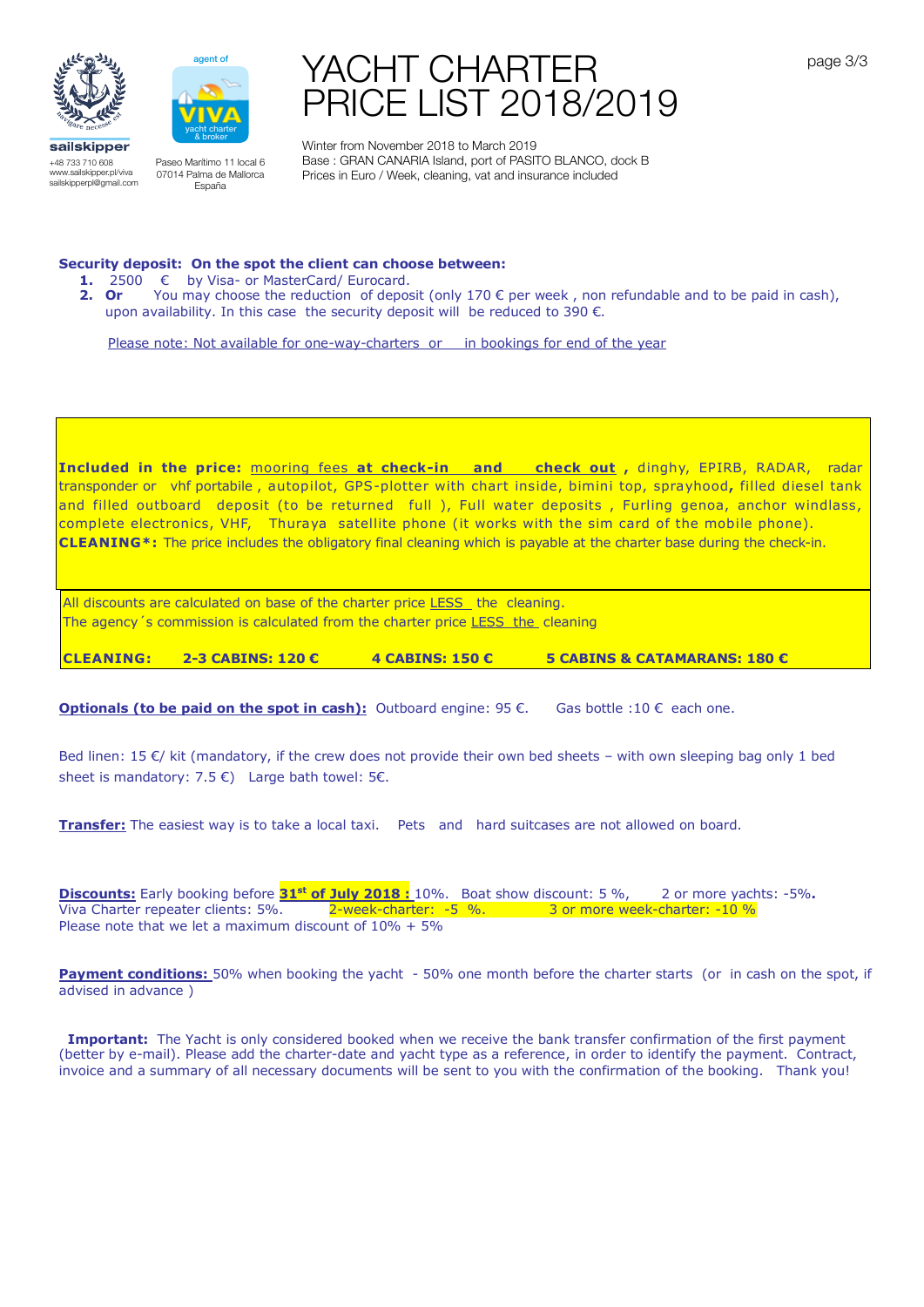sailskipper

+48 733 710 608
www.sailskipper.pl/viva
sailskipperpl@gmail.com

agent of

VIVA yacht charter & broker

Paseo Marítimo 11 local 6
07014 Palma de Mallorca
España

# YACHT CHARTER PRICE LIST 2018/2019

Winter from November 2018 to March 2019
Base : GRAN CANARIA Island, port of PASITO BLANCO, dock B
Prices in Euro / Week, cleaning, vat and insurance included

**Security deposit: On the spot the client can choose between:**

1. 2500 € by Visa- or MasterCard/ Eurocard.
2. **Or** You may choose the reduction of deposit (only 170 € per week , non refundable and to be paid in cash), upon availability. In this case the security deposit will be reduced to 390 €.

Please note: Not available for one-way-charters or in bookings for end of the year

**Included in the price:** mooring fees **at check-in and check out** , dinghy, EPIRB, RADAR, radar transponder or vhf portabile , autopilot, GPS-plotter with chart inside, bimini top, sprayhood**,** filled diesel tank and filled outboard deposit (to be returned full ), Full water deposits , Furling genoa, anchor windlass, complete electronics, VHF, Thuraya satellite phone (it works with the sim card of the mobile phone).
**CLEANING*:** The price includes the obligatory final cleaning which is payable at the charter base during the check-in.

All discounts are calculated on base of the charter price LESS the cleaning.
The agency´s commission is calculated from the charter price LESS the cleaning

**CLEANING: 2-3 CABINS: 120 € 4 CABINS: 150 € 5 CABINS & CATAMARANS: 180 €**

**Optionals (to be paid on the spot in cash):** Outboard engine: 95 €. Gas bottle :10 € each one.

Bed linen: 15 €/ kit (mandatory, if the crew does not provide their own bed sheets – with own sleeping bag only 1 bed sheet is mandatory: 7.5 €) Large bath towel: 5€.

**Transfer:** The easiest way is to take a local taxi. Pets and hard suitcases are not allowed on board.

**Discounts:** Early booking before **31st of July 2018 :** 10%. Boat show discount: 5 %, 2 or more yachts: -5%**.**
Viva Charter repeater clients: 5%. 2-week-charter: -5 %. 3 or more week-charter: -10 %
Please note that we let a maximum discount of 10% + 5%

**Payment conditions:** 50% when booking the yacht - 50% one month before the charter starts (or in cash on the spot, if advised in advance )

**Important:** The Yacht is only considered booked when we receive the bank transfer confirmation of the first payment (better by e-mail). Please add the charter-date and yacht type as a reference, in order to identify the payment. Contract, invoice and a summary of all necessary documents will be sent to you with the confirmation of the booking. Thank you!